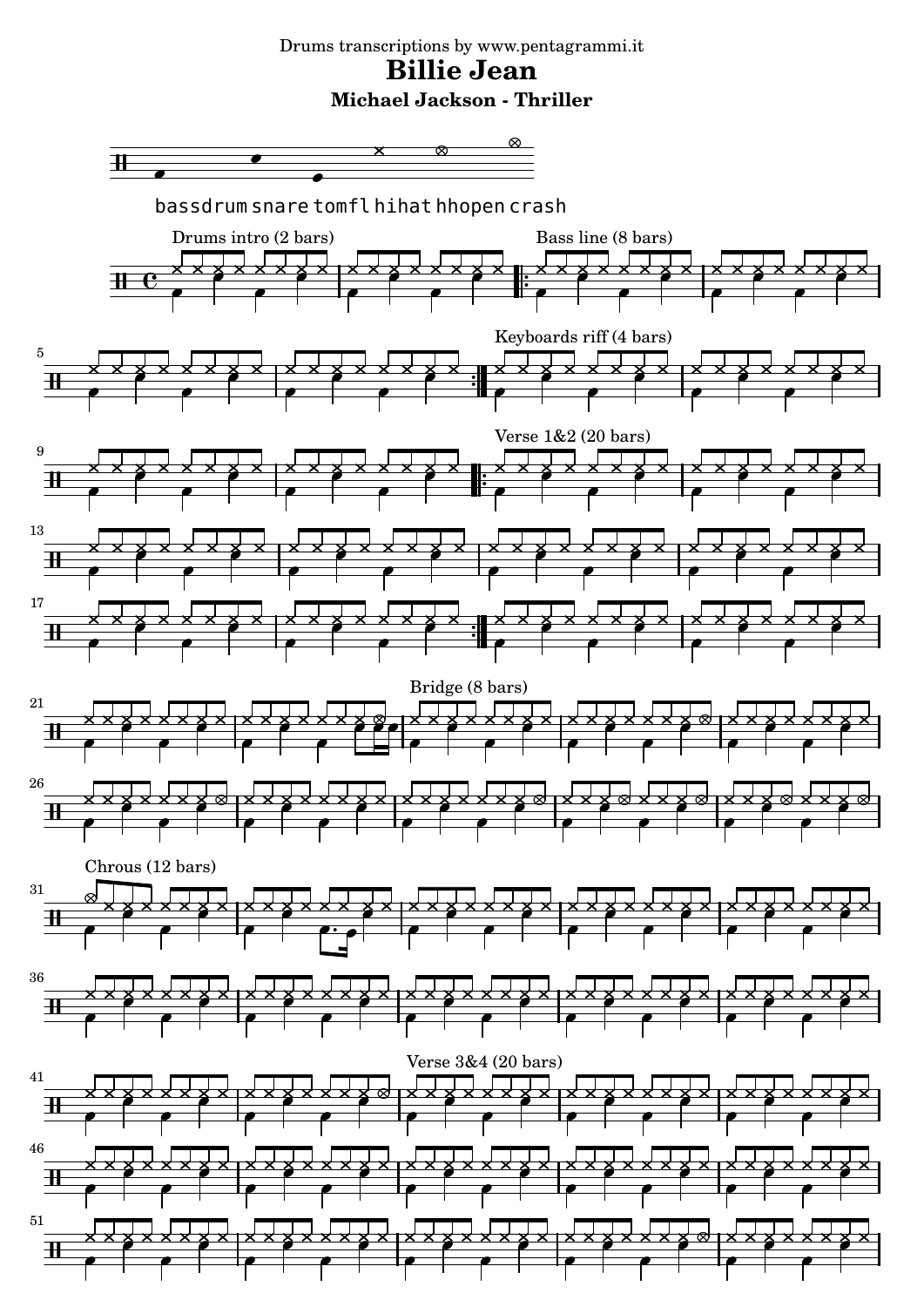Drums transcriptions by www.pentagrammi.it

# Billie Jean

## Michael Jackson - Thriller

bassdrum snare tomfl hihat hhopen crash

Drums intro (2 bars)

Bass line (8 bars)

Keyboards riff (4 bars)

Verse 1&2 (20 bars)

Bridge (8 bars)

Chrous (12 bars)

Verse 3&4 (20 bars)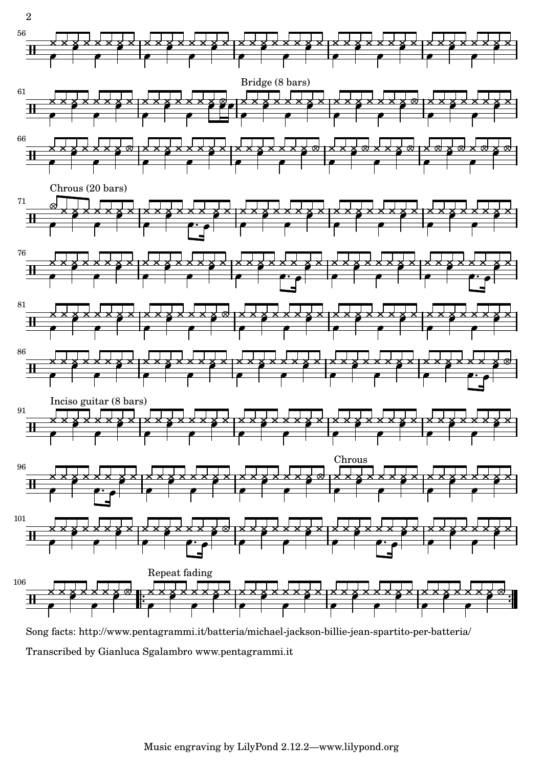Bridge (8 bars)

Chrous (20 bars)

Inciso guitar (8 bars)

Chrous

Repeat fading

Song facts: http://www.pentagrammi.it/batteria/michael-jackson-billie-jean-spartito-per-batteria/

Transcribed by Gianluca Sgalambro www.pentagrammi.it

Music engraving by LilyPond 2.12.2—www.lilypond.org